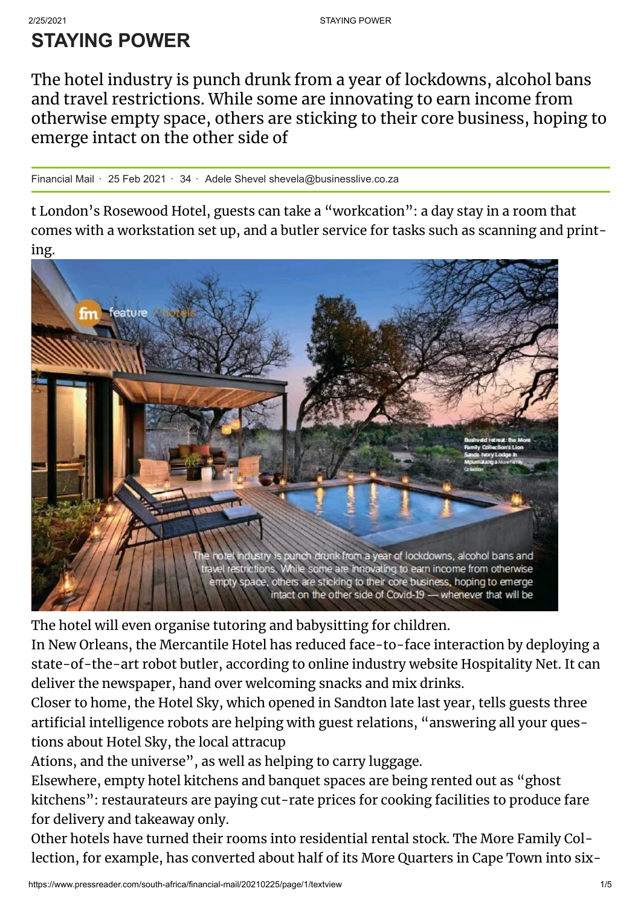# STAYING POWER

The hotel industry is punch drunk from a year of lockdowns, alcohol bans and travel restrictions. While some are innovating to earn income from otherwise empty space, others are sticking to their core business, hoping to emerge intact on the other side of

Financial Mail · 25 Feb 2021 · 34 · Adele Shevel shevela@businesslive.co.za

t London's Rosewood Hotel, guests can take a "workcation": a day stay in a room that comes with a workstation set up, and a butler service for tasks such as scanning and printing.

The hotel will even organise tutoring and babysitting for children.

In New Orleans, the Mercantile Hotel has reduced face-to-face interaction by deploying a state-of-the-art robot butler, according to online industry website Hospitality Net. It can deliver the newspaper, hand over welcoming snacks and mix drinks.

Closer to home, the Hotel Sky, which opened in Sandton late last year, tells guests three artificial intelligence robots are helping with guest relations, "answering all your questions about Hotel Sky, the local attracup

Ations, and the universe", as well as helping to carry luggage.

Elsewhere, empty hotel kitchens and banquet spaces are being rented out as "ghost kitchens": restaurateurs are paying cut-rate prices for cooking facilities to produce fare for delivery and takeaway only.

Other hotels have turned their rooms into residential rental stock. The More Family Collection, for example, has converted about half of its More Quarters in Cape Town into six-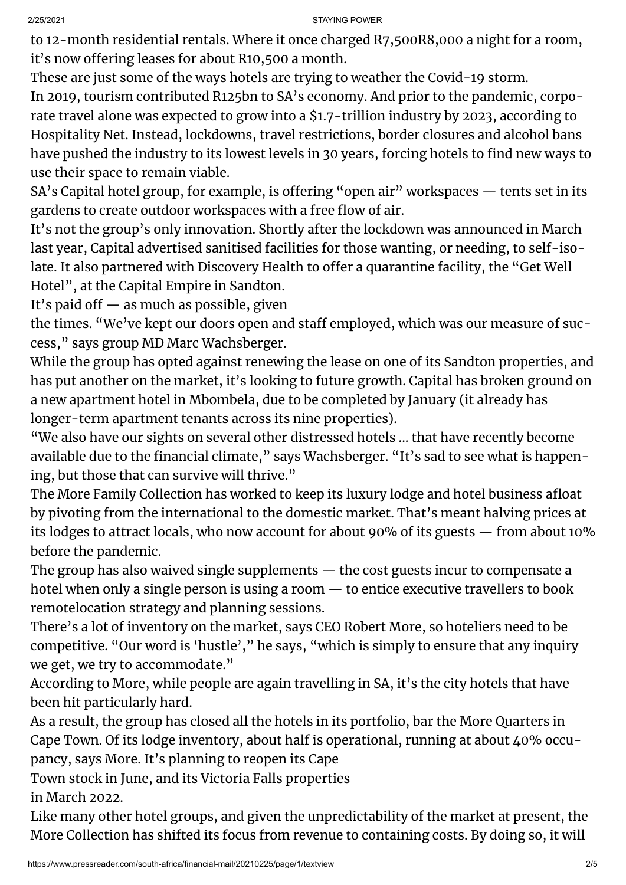to 12-month residential rentals. Where it once charged R7,500R8,000 a night for a room, it's now offering leases for about R10,500 a month.

These are just some of the ways hotels are trying to weather the Covid-19 storm.

In 2019, tourism contributed R125bn to SA's economy. And prior to the pandemic, corporate travel alone was expected to grow into a $1.7-trillion industry by 2023, according to Hospitality Net. Instead, lockdowns, travel restrictions, border closures and alcohol bans have pushed the industry to its lowest levels in 30 years, forcing hotels to find new ways to use their space to remain viable.

SA's Capital hotel group, for example, is offering "open air" workspaces — tents set in its gardens to create outdoor workspaces with a free flow of air.

It's not the group's only innovation. Shortly after the lockdown was announced in March last year, Capital advertised sanitised facilities for those wanting, or needing, to self-isolate. It also partnered with Discovery Health to offer a quarantine facility, the "Get Well Hotel", at the Capital Empire in Sandton.

It's paid off — as much as possible, given the times. "We've kept our doors open and staff employed, which was our measure of success," says group MD Marc Wachsberger.

While the group has opted against renewing the lease on one of its Sandton properties, and has put another on the market, it's looking to future growth. Capital has broken ground on a new apartment hotel in Mbombela, due to be completed by January (it already has longer-term apartment tenants across its nine properties).

"We also have our sights on several other distressed hotels ... that have recently become available due to the financial climate," says Wachsberger. "It's sad to see what is happening, but those that can survive will thrive."

The More Family Collection has worked to keep its luxury lodge and hotel business afloat by pivoting from the international to the domestic market. That's meant halving prices at its lodges to attract locals, who now account for about 90% of its guests — from about 10% before the pandemic.

The group has also waived single supplements — the cost guests incur to compensate a hotel when only a single person is using a room — to entice executive travellers to book remotelocation strategy and planning sessions.

There's a lot of inventory on the market, says CEO Robert More, so hoteliers need to be competitive. "Our word is 'hustle'," he says, "which is simply to ensure that any inquiry we get, we try to accommodate."

According to More, while people are again travelling in SA, it's the city hotels that have been hit particularly hard.

As a result, the group has closed all the hotels in its portfolio, bar the More Quarters in Cape Town. Of its lodge inventory, about half is operational, running at about 40% occupancy, says More. It's planning to reopen its Cape Town stock in June, and its Victoria Falls properties in March 2022.

Like many other hotel groups, and given the unpredictability of the market at present, the More Collection has shifted its focus from revenue to containing costs. By doing so, it will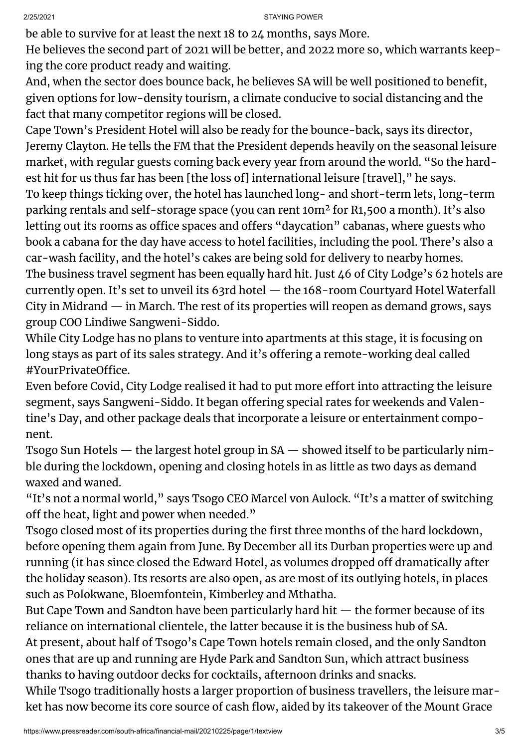be able to survive for at least the next 18 to 24 months, says More.

He believes the second part of 2021 will be better, and 2022 more so, which warrants keeping the core product ready and waiting.

And, when the sector does bounce back, he believes SA will be well positioned to benefit, given options for low-density tourism, a climate conducive to social distancing and the fact that many competitor regions will be closed.

Cape Town's President Hotel will also be ready for the bounce-back, says its director, Jeremy Clayton. He tells the FM that the President depends heavily on the seasonal leisure market, with regular guests coming back every year from around the world. "So the hardest hit for us thus far has been [the loss of] international leisure [travel]," he says.

To keep things ticking over, the hotel has launched long- and short-term lets, long-term parking rentals and self-storage space (you can rent 10m² for R1,500 a month). It's also letting out its rooms as office spaces and offers "daycation" cabanas, where guests who book a cabana for the day have access to hotel facilities, including the pool. There's also a car-wash facility, and the hotel's cakes are being sold for delivery to nearby homes.

The business travel segment has been equally hard hit. Just 46 of City Lodge's 62 hotels are currently open. It's set to unveil its 63rd hotel — the 168-room Courtyard Hotel Waterfall City in Midrand — in March. The rest of its properties will reopen as demand grows, says group COO Lindiwe Sangweni-Siddo.

While City Lodge has no plans to venture into apartments at this stage, it is focusing on long stays as part of its sales strategy. And it's offering a remote-working deal called #YourPrivateOffice.

Even before Covid, City Lodge realised it had to put more effort into attracting the leisure segment, says Sangweni-Siddo. It began offering special rates for weekends and Valentine's Day, and other package deals that incorporate a leisure or entertainment component.

Tsogo Sun Hotels — the largest hotel group in SA — showed itself to be particularly nimble during the lockdown, opening and closing hotels in as little as two days as demand waxed and waned.

"It's not a normal world," says Tsogo CEO Marcel von Aulock. "It's a matter of switching off the heat, light and power when needed."

Tsogo closed most of its properties during the first three months of the hard lockdown, before opening them again from June. By December all its Durban properties were up and running (it has since closed the Edward Hotel, as volumes dropped off dramatically after the holiday season). Its resorts are also open, as are most of its outlying hotels, in places such as Polokwane, Bloemfontein, Kimberley and Mthatha.

But Cape Town and Sandton have been particularly hard hit — the former because of its reliance on international clientele, the latter because it is the business hub of SA.

At present, about half of Tsogo's Cape Town hotels remain closed, and the only Sandton ones that are up and running are Hyde Park and Sandton Sun, which attract business thanks to having outdoor decks for cocktails, afternoon drinks and snacks.

While Tsogo traditionally hosts a larger proportion of business travellers, the leisure market has now become its core source of cash flow, aided by its takeover of the Mount Grace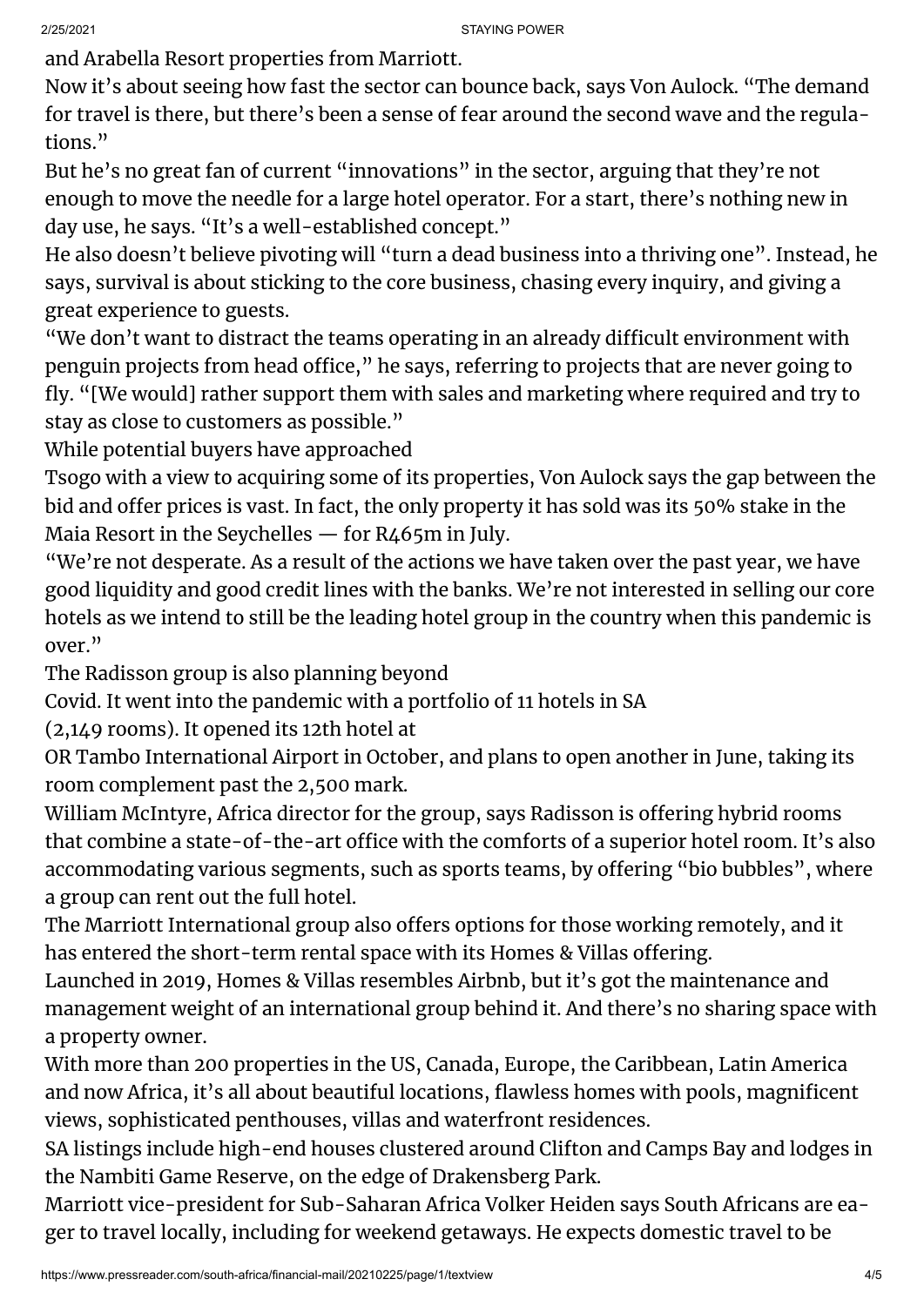and Arabella Resort properties from Marriott.

Now it's about seeing how fast the sector can bounce back, says Von Aulock. "The demand for travel is there, but there's been a sense of fear around the second wave and the regulations."

But he's no great fan of current "innovations" in the sector, arguing that they're not enough to move the needle for a large hotel operator. For a start, there's nothing new in day use, he says. "It's a well-established concept."

He also doesn't believe pivoting will "turn a dead business into a thriving one". Instead, he says, survival is about sticking to the core business, chasing every inquiry, and giving a great experience to guests.

"We don't want to distract the teams operating in an already difficult environment with penguin projects from head office," he says, referring to projects that are never going to fly. "[We would] rather support them with sales and marketing where required and try to stay as close to customers as possible."

While potential buyers have approached Tsogo with a view to acquiring some of its properties, Von Aulock says the gap between the bid and offer prices is vast. In fact, the only property it has sold was its 50% stake in the Maia Resort in the Seychelles — for R465m in July.

"We're not desperate. As a result of the actions we have taken over the past year, we have good liquidity and good credit lines with the banks. We're not interested in selling our core hotels as we intend to still be the leading hotel group in the country when this pandemic is over."

The Radisson group is also planning beyond Covid. It went into the pandemic with a portfolio of 11 hotels in SA (2,149 rooms). It opened its 12th hotel at OR Tambo International Airport in October, and plans to open another in June, taking its room complement past the 2,500 mark.

William McIntyre, Africa director for the group, says Radisson is offering hybrid rooms that combine a state-of-the-art office with the comforts of a superior hotel room. It's also accommodating various segments, such as sports teams, by offering "bio bubbles", where a group can rent out the full hotel.

The Marriott International group also offers options for those working remotely, and it has entered the short-term rental space with its Homes & Villas offering.

Launched in 2019, Homes & Villas resembles Airbnb, but it's got the maintenance and management weight of an international group behind it. And there's no sharing space with a property owner.

With more than 200 properties in the US, Canada, Europe, the Caribbean, Latin America and now Africa, it's all about beautiful locations, flawless homes with pools, magnificent views, sophisticated penthouses, villas and waterfront residences.

SA listings include high-end houses clustered around Clifton and Camps Bay and lodges in the Nambiti Game Reserve, on the edge of Drakensberg Park.

Marriott vice-president for Sub-Saharan Africa Volker Heiden says South Africans are eager to travel locally, including for weekend getaways. He expects domestic travel to be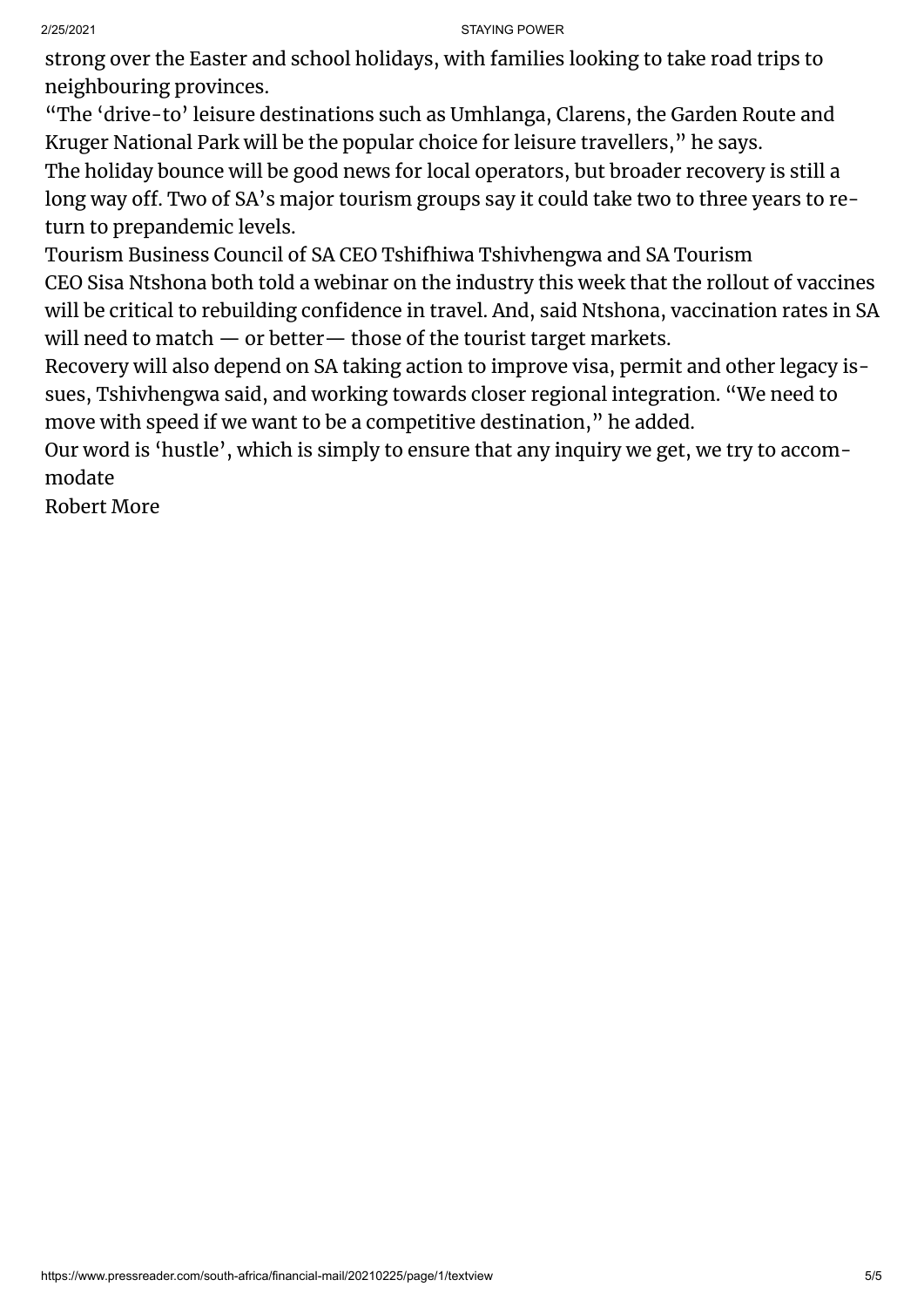strong over the Easter and school holidays, with families looking to take road trips to neighbouring provinces.

"The 'drive-to' leisure destinations such as Umhlanga, Clarens, the Garden Route and Kruger National Park will be the popular choice for leisure travellers," he says.

The holiday bounce will be good news for local operators, but broader recovery is still a long way off. Two of SA's major tourism groups say it could take two to three years to return to prepandemic levels.

Tourism Business Council of SA CEO Tshifhiwa Tshivhengwa and SA Tourism CEO Sisa Ntshona both told a webinar on the industry this week that the rollout of vaccines will be critical to rebuilding confidence in travel. And, said Ntshona, vaccination rates in SA will need to match — or better— those of the tourist target markets.

Recovery will also depend on SA taking action to improve visa, permit and other legacy issues, Tshivhengwa said, and working towards closer regional integration. "We need to move with speed if we want to be a competitive destination," he added.

Our word is 'hustle', which is simply to ensure that any inquiry we get, we try to accommodate

Robert More